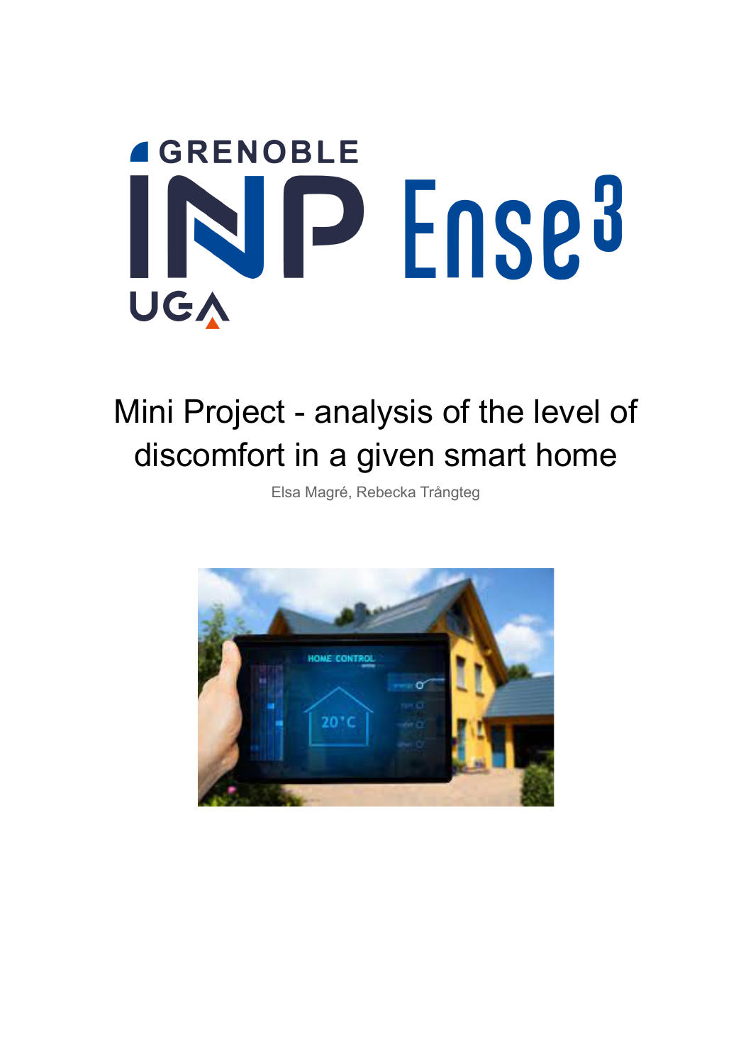# Mini Project - analysis of the level of discomfort in a given smart home

Elsa Magré, Rebecka Trångteg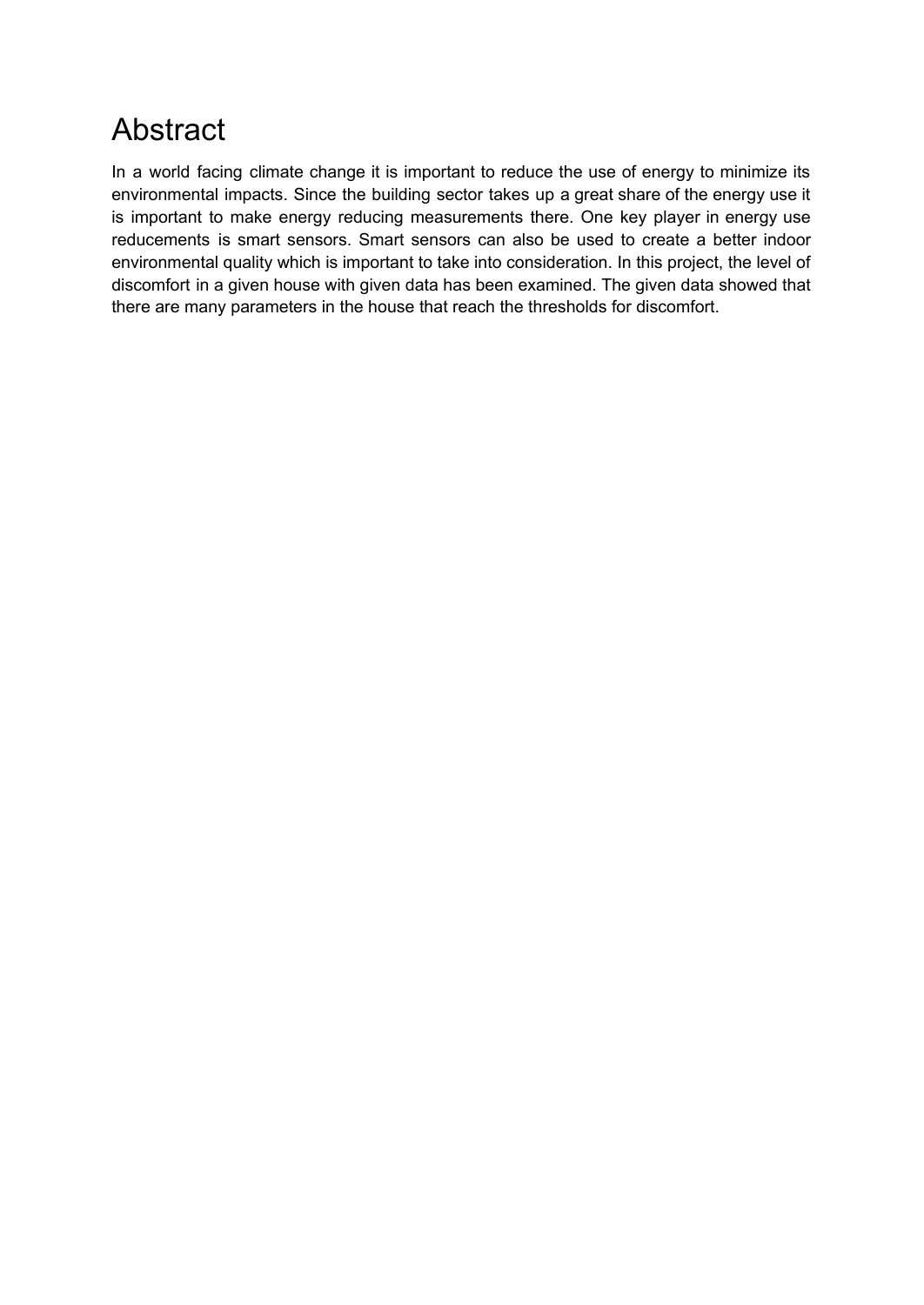# Abstract

In a world facing climate change it is important to reduce the use of energy to minimize its environmental impacts. Since the building sector takes up a great share of the energy use it is important to make energy reducing measurements there. One key player in energy use reducements is smart sensors. Smart sensors can also be used to create a better indoor environmental quality which is important to take into consideration. In this project, the level of discomfort in a given house with given data has been examined. The given data showed that there are many parameters in the house that reach the thresholds for discomfort.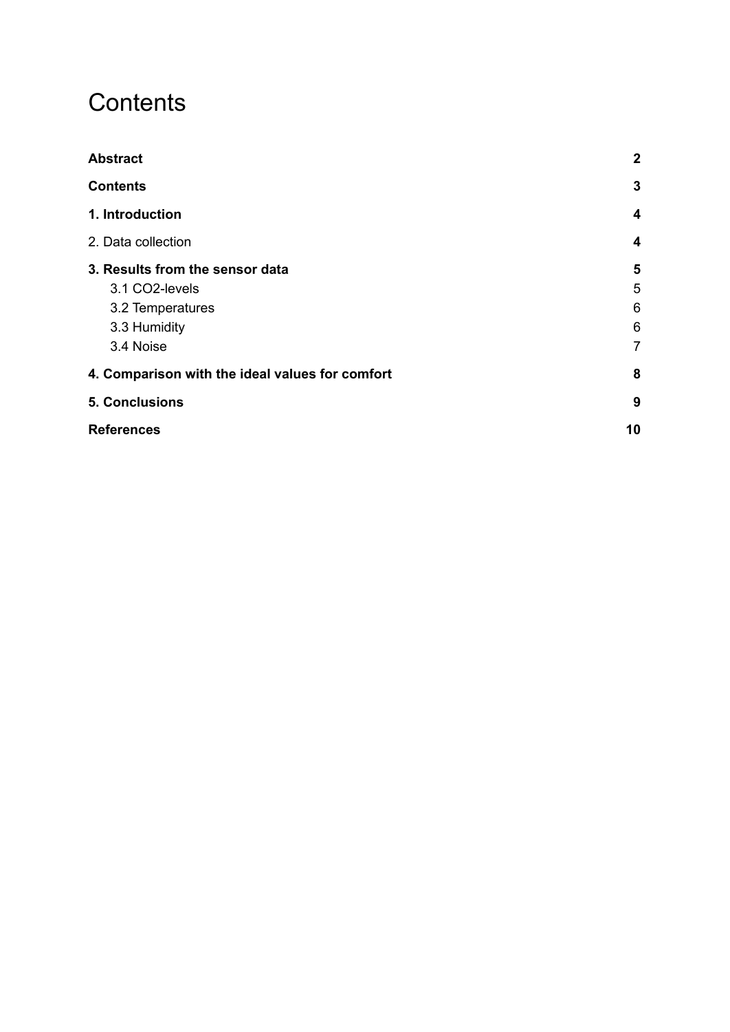# Contents

| | |
|---|---|
| **Abstract** | **2** |
| **Contents** | **3** |
| **1. Introduction** | **4** |
| 2. Data collection | **4** |
| **3. Results from the sensor data** | **5** |
| 3.1 CO2-levels | 5 |
| 3.2 Temperatures | 6 |
| 3.3 Humidity | 6 |
| 3.4 Noise | 7 |
| **4. Comparison with the ideal values for comfort** | **8** |
| **5. Conclusions** | **9** |
| **References** | **10** |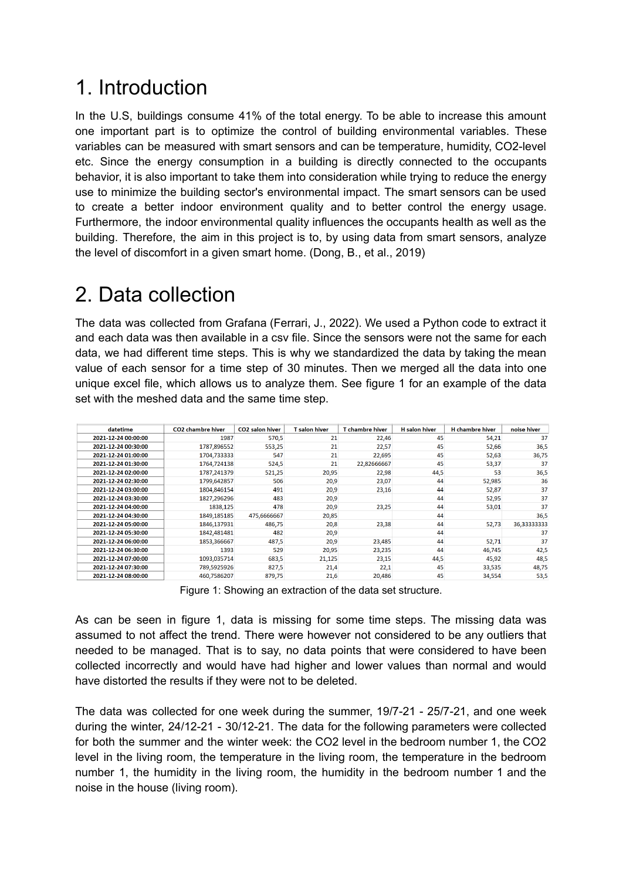# 1. Introduction

In the U.S, buildings consume 41% of the total energy. To be able to increase this amount one important part is to optimize the control of building environmental variables. These variables can be measured with smart sensors and can be temperature, humidity, $CO_2$-level etc. Since the energy consumption in a building is directly connected to the occupants behavior, it is also important to take them into consideration while trying to reduce the energy use to minimize the building sector's environmental impact. The smart sensors can be used to create a better indoor environment quality and to better control the energy usage. Furthermore, the indoor environmental quality influences the occupants health as well as the building. Therefore, the aim in this project is to, by using data from smart sensors, analyze the level of discomfort in a given smart home. (Dong, B., et al., 2019)

# 2. Data collection

The data was collected from Grafana (Ferrari, J., 2022). We used a Python code to extract it and each data was then available in a csv file. Since the sensors were not the same for each data, we had different time steps. This is why we standardized the data by taking the mean value of each sensor for a time step of 30 minutes. Then we merged all the data into one unique excel file, which allows us to analyze them. See figure 1 for an example of the data set with the meshed data and the same time step.

| datetime | CO2 chambre hiver | CO2 salon hiver | T salon hiver | T chambre hiver | H salon hiver | H chambre hiver | noise hiver |
|---|---|---|---|---|---|---|---|
| 2021-12-24 00:00:00 | 1987 | 570,5 | 21 | 22,46 | 45 | 54,21 | 37 |
| 2021-12-24 00:30:00 | 1787,896552 | 553,25 | 21 | 22,57 | 45 | 52,66 | 36,5 |
| 2021-12-24 01:00:00 | 1704,733333 | 547 | 21 | 22,695 | 45 | 52,63 | 36,75 |
| 2021-12-24 01:30:00 | 1764,724138 | 524,5 | 21 | 22,82666667 | 45 | 53,37 | 37 |
| 2021-12-24 02:00:00 | 1787,241379 | 521,25 | 20,95 | 22,98 | 44,5 | 53 | 36,5 |
| 2021-12-24 02:30:00 | 1799,642857 | 506 | 20,9 | 23,07 | 44 | 52,985 | 36 |
| 2021-12-24 03:00:00 | 1804,846154 | 491 | 20,9 | 23,16 | 44 | 52,87 | 37 |
| 2021-12-24 03:30:00 | 1827,296296 | 483 | 20,9 | | 44 | 52,95 | 37 |
| 2021-12-24 04:00:00 | 1838,125 | 478 | 20,9 | 23,25 | 44 | 53,01 | 37 |
| 2021-12-24 04:30:00 | 1849,185185 | 475,6666667 | 20,85 | | 44 | | 36,5 |
| 2021-12-24 05:00:00 | 1846,137931 | 486,75 | 20,8 | 23,38 | 44 | 52,73 | 36,33333333 |
| 2021-12-24 05:30:00 | 1842,481481 | 482 | 20,9 | | 44 | | 37 |
| 2021-12-24 06:00:00 | 1853,366667 | 487,5 | 20,9 | 23,485 | 44 | 52,71 | 37 |
| 2021-12-24 06:30:00 | 1393 | 529 | 20,95 | 23,235 | 44 | 46,745 | 42,5 |
| 2021-12-24 07:00:00 | 1093,035714 | 683,5 | 21,125 | 23,15 | 44,5 | 45,92 | 48,5 |
| 2021-12-24 07:30:00 | 789,5925926 | 827,5 | 21,4 | 22,1 | 45 | 33,535 | 48,75 |
| 2021-12-24 08:00:00 | 460,7586207 | 879,75 | 21,6 | 20,486 | 45 | 34,554 | 53,5 |

Figure 1: Showing an extraction of the data set structure.

As can be seen in figure 1, data is missing for some time steps. The missing data was assumed to not affect the trend. There were however not considered to be any outliers that needed to be managed. That is to say, no data points that were considered to have been collected incorrectly and would have had higher and lower values than normal and would have distorted the results if they were not to be deleted.

The data was collected for one week during the summer, 19/7-21 - 25/7-21, and one week during the winter, 24/12-21 - 30/12-21. The data for the following parameters were collected for both the summer and the winter week: the $CO_2$ level in the bedroom number 1, the $CO_2$ level in the living room, the temperature in the living room, the temperature in the bedroom number 1, the humidity in the living room, the humidity in the bedroom number 1 and the noise in the house (living room).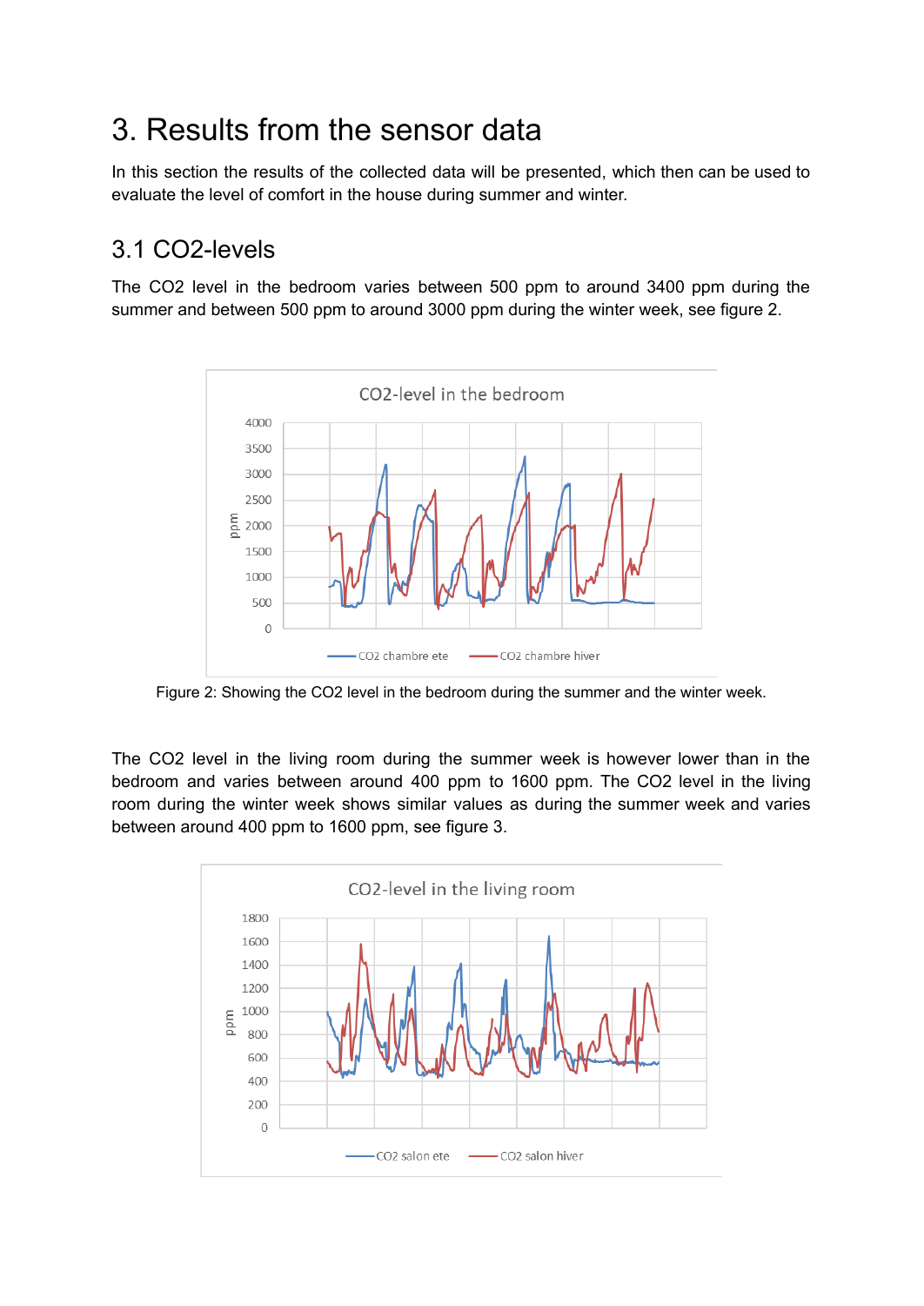# 3. Results from the sensor data

In this section the results of the collected data will be presented, which then can be used to evaluate the level of comfort in the house during summer and winter.

## 3.1 CO2-levels

The CO2 level in the bedroom varies between 500 ppm to around 3400 ppm during the summer and between 500 ppm to around 3000 ppm during the winter week, see figure 2.

Figure 2: Showing the CO2 level in the bedroom during the summer and the winter week.

The CO2 level in the living room during the summer week is however lower than in the bedroom and varies between around 400 ppm to 1600 ppm. The CO2 level in the living room during the winter week shows similar values as during the summer week and varies between around 400 ppm to 1600 ppm, see figure 3.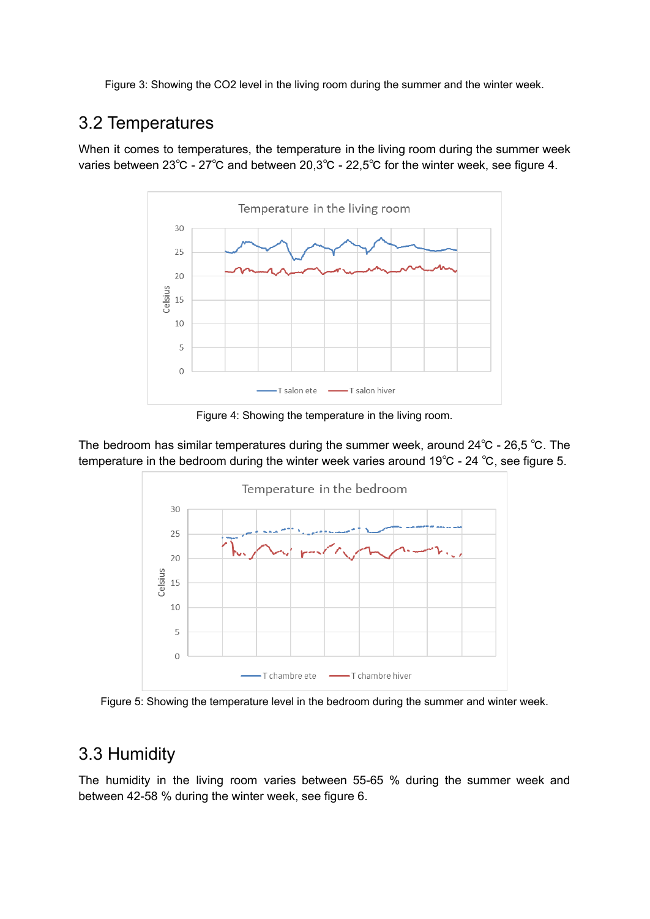Figure 3: Showing the CO2 level in the living room during the summer and the winter week.

## 3.2 Temperatures

When it comes to temperatures, the temperature in the living room during the summer week varies between 23℃ - 27℃ and between 20,3℃ - 22,5℃ for the winter week, see figure 4.

Figure 4: Showing the temperature in the living room.

The bedroom has similar temperatures during the summer week, around 24℃ - 26,5 ℃. The temperature in the bedroom during the winter week varies around 19℃ - 24 ℃, see figure 5.

Figure 5: Showing the temperature level in the bedroom during the summer and winter week.

## 3.3 Humidity

The humidity in the living room varies between 55-65 % during the summer week and between 42-58 % during the winter week, see figure 6.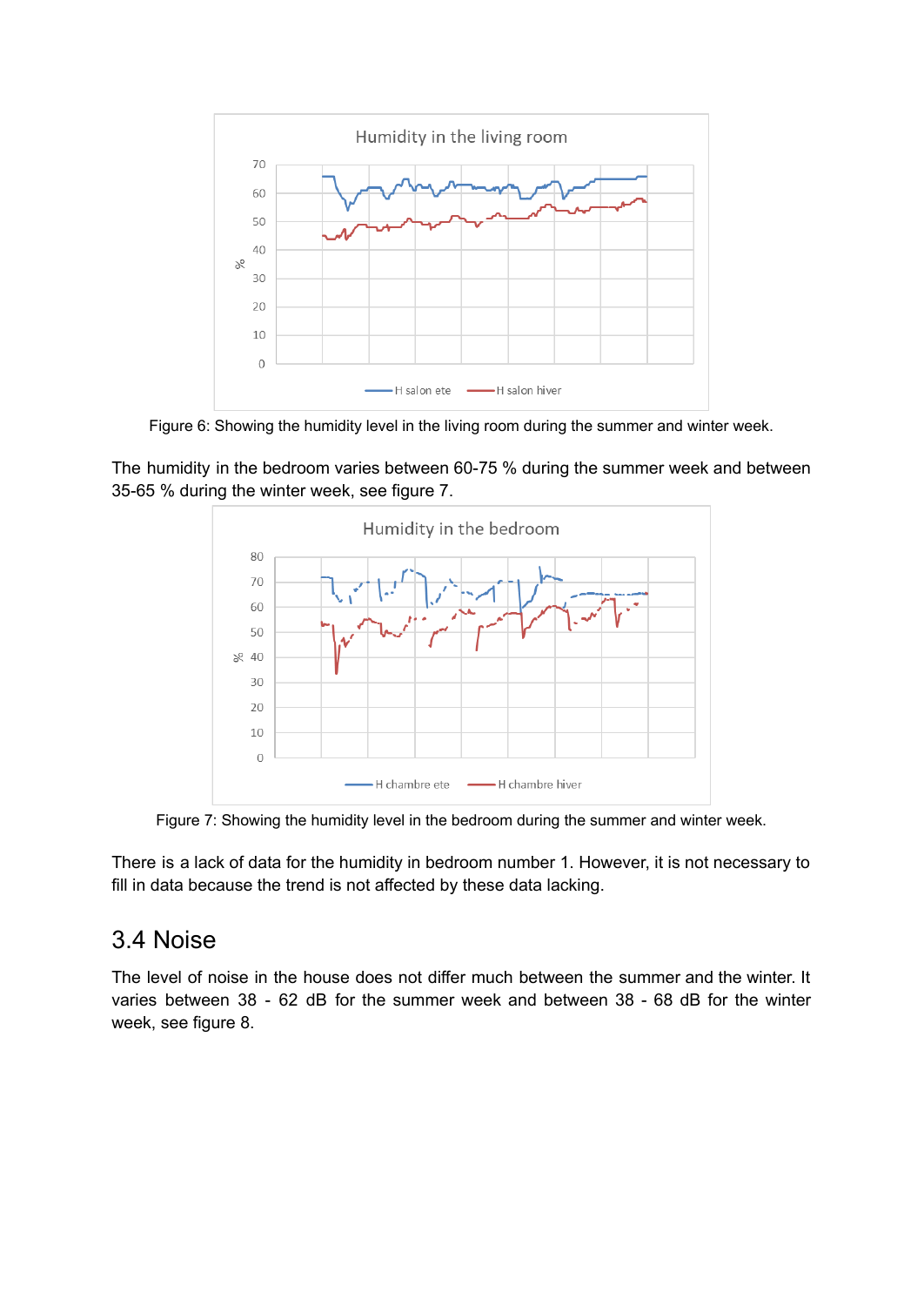Figure 6: Showing the humidity level in the living room during the summer and winter week.

The humidity in the bedroom varies between 60-75 % during the summer week and between 35-65 % during the winter week, see figure 7.

Figure 7: Showing the humidity level in the bedroom during the summer and winter week.

There is a lack of data for the humidity in bedroom number 1. However, it is not necessary to fill in data because the trend is not affected by these data lacking.

## 3.4 Noise

The level of noise in the house does not differ much between the summer and the winter. It varies between 38 - 62 dB for the summer week and between 38 - 68 dB for the winter week, see figure 8.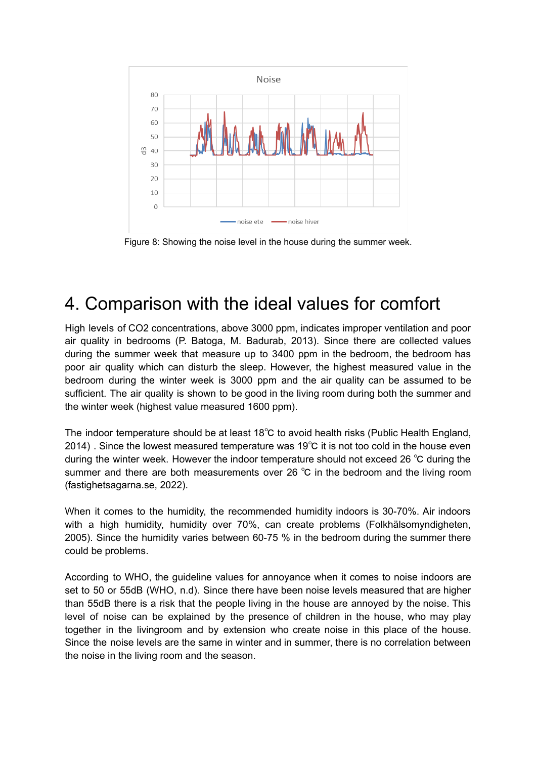Figure 8: Showing the noise level in the house during the summer week.

# 4. Comparison with the ideal values for comfort

High levels of $CO_2$ concentrations, above 3000 ppm, indicates improper ventilation and poor air quality in bedrooms (P. Batoga, M. Badurab, 2013). Since there are collected values during the summer week that measure up to 3400 ppm in the bedroom, the bedroom has poor air quality which can disturb the sleep. However, the highest measured value in the bedroom during the winter week is 3000 ppm and the air quality can be assumed to be sufficient. The air quality is shown to be good in the living room during both the summer and the winter week (highest value measured 1600 ppm).

The indoor temperature should be at least 18℃ to avoid health risks (Public Health England, 2014) . Since the lowest measured temperature was 19℃ it is not too cold in the house even during the winter week. However the indoor temperature should not exceed 26 ℃ during the summer and there are both measurements over 26 ℃ in the bedroom and the living room (fastighetsagarna.se, 2022).

When it comes to the humidity, the recommended humidity indoors is 30-70%. Air indoors with a high humidity, humidity over 70%, can create problems (Folkhälsomyndigheten, 2005). Since the humidity varies between 60-75 % in the bedroom during the summer there could be problems.

According to WHO, the guideline values for annoyance when it comes to noise indoors are set to 50 or 55dB (WHO, n.d). Since there have been noise levels measured that are higher than 55dB there is a risk that the people living in the house are annoyed by the noise. This level of noise can be explained by the presence of children in the house, who may play together in the livingroom and by extension who create noise in this place of the house. Since the noise levels are the same in winter and in summer, there is no correlation between the noise in the living room and the season.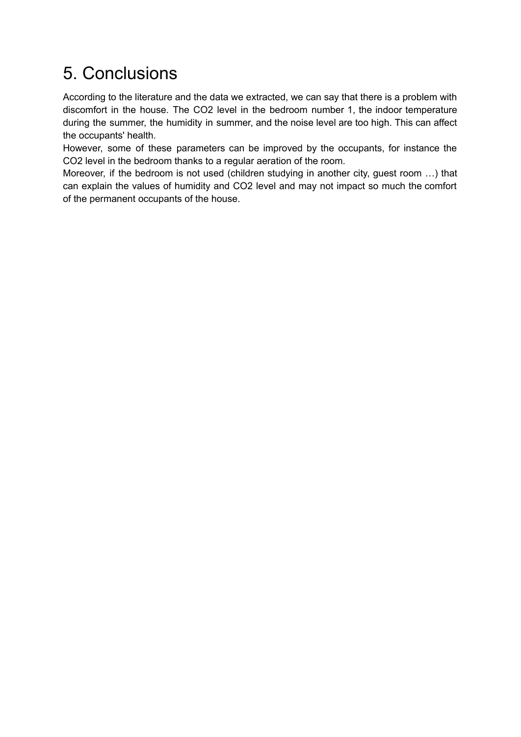# 5. Conclusions

According to the literature and the data we extracted, we can say that there is a problem with discomfort in the house. The $CO_2$ level in the bedroom number 1, the indoor temperature during the summer, the humidity in summer, and the noise level are too high. This can affect the occupants' health.

However, some of these parameters can be improved by the occupants, for instance the $CO_2$ level in the bedroom thanks to a regular aeration of the room.

Moreover, if the bedroom is not used (children studying in another city, guest room …) that can explain the values of humidity and $CO_2$ level and may not impact so much the comfort of the permanent occupants of the house.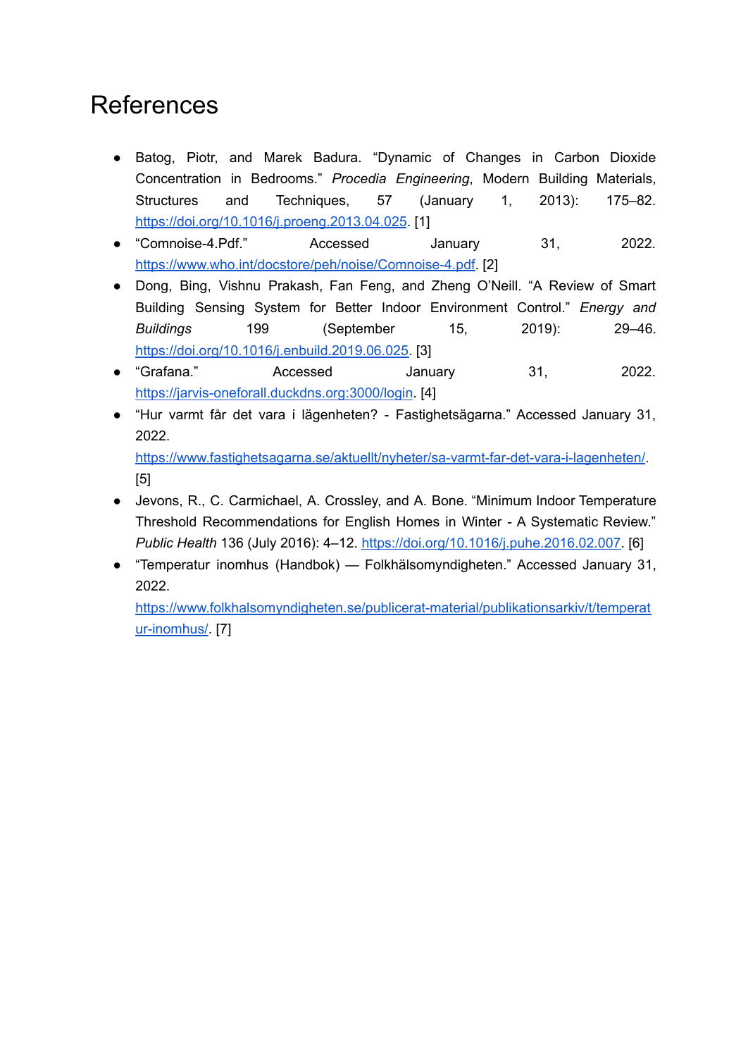# References

- Batog, Piotr, and Marek Badura. “Dynamic of Changes in Carbon Dioxide Concentration in Bedrooms.” *Procedia Engineering*, Modern Building Materials, Structures and Techniques, 57 (January 1, 2013): 175–82. https://doi.org/10.1016/j.proeng.2013.04.025. [1]
- “Comnoise-4.Pdf.” Accessed January 31, 2022. https://www.who.int/docstore/peh/noise/Comnoise-4.pdf. [2]
- Dong, Bing, Vishnu Prakash, Fan Feng, and Zheng O’Neill. “A Review of Smart Building Sensing System for Better Indoor Environment Control.” *Energy and Buildings* 199 (September 15, 2019): 29–46. https://doi.org/10.1016/j.enbuild.2019.06.025. [3]
- “Grafana.” Accessed January 31, 2022. https://jarvis-oneforall.duckdns.org:3000/login. [4]
- “Hur varmt får det vara i lägenheten? - Fastighetsägarna.” Accessed January 31, 2022. https://www.fastighetsagarna.se/aktuellt/nyheter/sa-varmt-far-det-vara-i-lagenheten/. [5]
- Jevons, R., C. Carmichael, A. Crossley, and A. Bone. “Minimum Indoor Temperature Threshold Recommendations for English Homes in Winter - A Systematic Review.” *Public Health* 136 (July 2016): 4–12. https://doi.org/10.1016/j.puhe.2016.02.007. [6]
- “Temperatur inomhus (Handbok) — Folkhälsomyndigheten.” Accessed January 31, 2022. https://www.folkhalsomyndigheten.se/publicerat-material/publikationsarkiv/t/temperatur-inomhus/. [7]